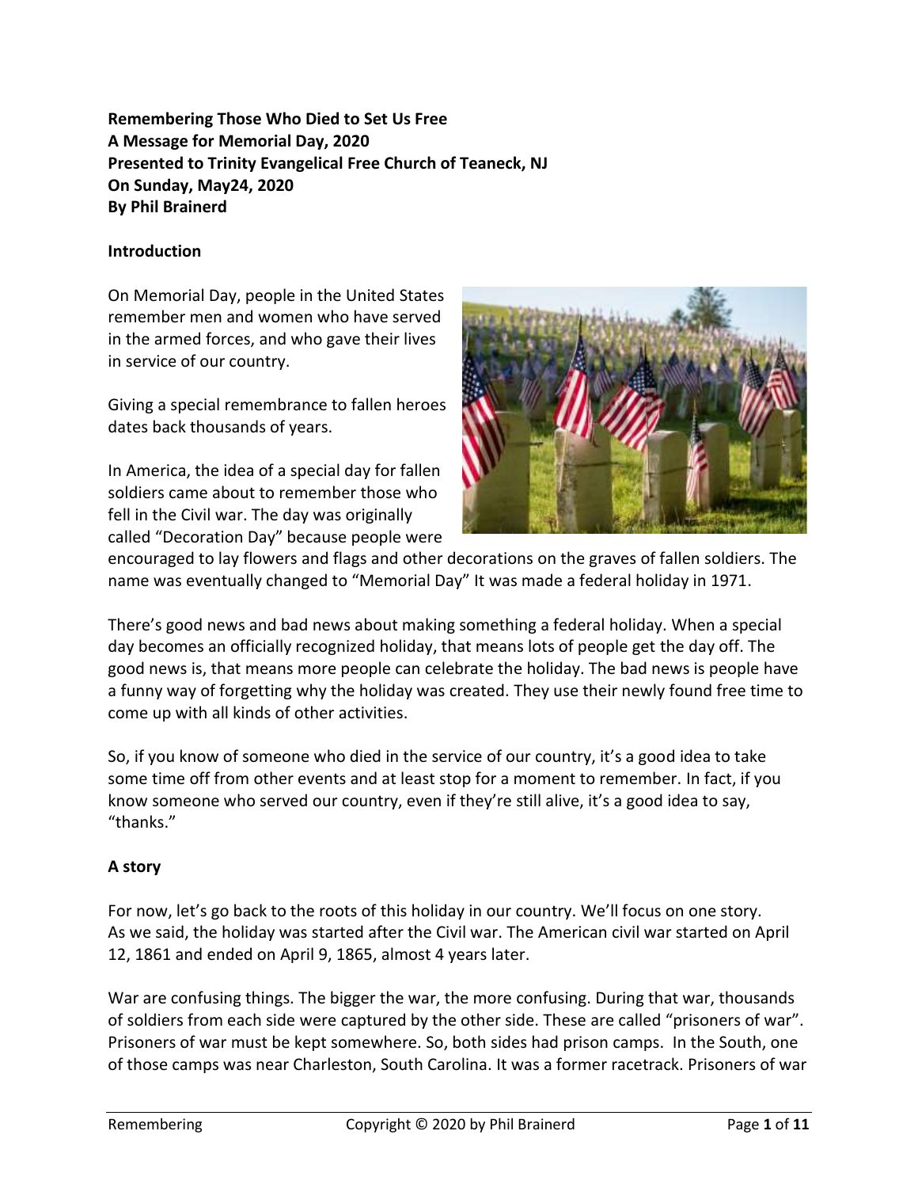**Remembering Those Who Died to Set Us Free**
**A Message for Memorial Day, 2020**
**Presented to Trinity Evangelical Free Church of Teaneck, NJ**
**On Sunday, May24, 2020**
**By Phil Brainerd**

## Introduction

On Memorial Day, people in the United States remember men and women who have served in the armed forces, and who gave their lives in service of our country.

Giving a special remembrance to fallen heroes dates back thousands of years.

In America, the idea of a special day for fallen soldiers came about to remember those who fell in the Civil war. The day was originally called "Decoration Day" because people were encouraged to lay flowers and flags and other decorations on the graves of fallen soldiers. The name was eventually changed to "Memorial Day" It was made a federal holiday in 1971.

There's good news and bad news about making something a federal holiday. When a special day becomes an officially recognized holiday, that means lots of people get the day off. The good news is, that means more people can celebrate the holiday. The bad news is people have a funny way of forgetting why the holiday was created. They use their newly found free time to come up with all kinds of other activities.

So, if you know of someone who died in the service of our country, it's a good idea to take some time off from other events and at least stop for a moment to remember. In fact, if you know someone who served our country, even if they're still alive, it's a good idea to say, "thanks."

## A story

For now, let's go back to the roots of this holiday in our country. We'll focus on one story. As we said, the holiday was started after the Civil war. The American civil war started on April 12, 1861 and ended on April 9, 1865, almost 4 years later.

War are confusing things. The bigger the war, the more confusing. During that war, thousands of soldiers from each side were captured by the other side. These are called "prisoners of war". Prisoners of war must be kept somewhere. So, both sides had prison camps. In the South, one of those camps was near Charleston, South Carolina. It was a former racetrack. Prisoners of war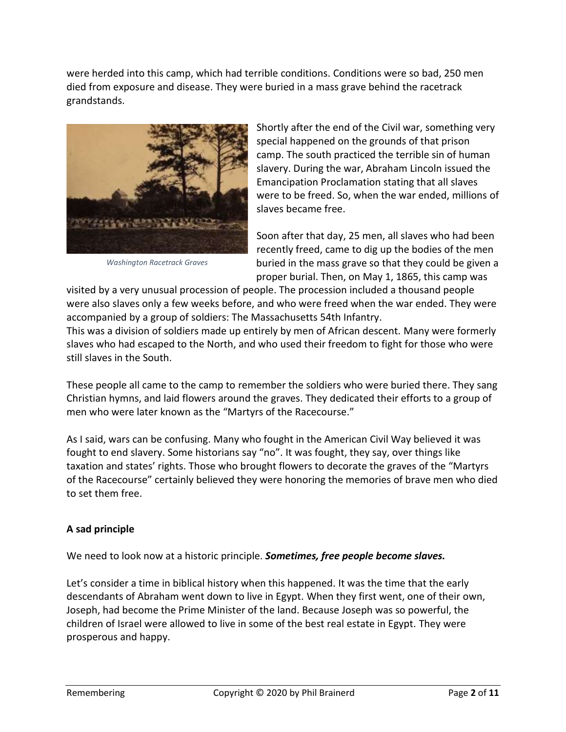were herded into this camp, which had terrible conditions. Conditions were so bad, 250 men died from exposure and disease. They were buried in a mass grave behind the racetrack grandstands.

*Washington Racetrack Graves*

Shortly after the end of the Civil war, something very special happened on the grounds of that prison camp. The south practiced the terrible sin of human slavery. During the war, Abraham Lincoln issued the Emancipation Proclamation stating that all slaves were to be freed. So, when the war ended, millions of slaves became free.

Soon after that day, 25 men, all slaves who had been recently freed, came to dig up the bodies of the men buried in the mass grave so that they could be given a proper burial. Then, on May 1, 1865, this camp was visited by a very unusual procession of people. The procession included a thousand people were also slaves only a few weeks before, and who were freed when the war ended. They were accompanied by a group of soldiers: The Massachusetts 54th Infantry.
This was a division of soldiers made up entirely by men of African descent. Many were formerly slaves who had escaped to the North, and who used their freedom to fight for those who were still slaves in the South.

These people all came to the camp to remember the soldiers who were buried there. They sang Christian hymns, and laid flowers around the graves. They dedicated their efforts to a group of men who were later known as the "Martyrs of the Racecourse."

As I said, wars can be confusing. Many who fought in the American Civil Way believed it was fought to end slavery. Some historians say "no". It was fought, they say, over things like taxation and states' rights. Those who brought flowers to decorate the graves of the "Martyrs of the Racecourse" certainly believed they were honoring the memories of brave men who died to set them free.

**A sad principle**

We need to look now at a historic principle. ***Sometimes, free people become slaves.***

Let's consider a time in biblical history when this happened. It was the time that the early descendants of Abraham went down to live in Egypt. When they first went, one of their own, Joseph, had become the Prime Minister of the land. Because Joseph was so powerful, the children of Israel were allowed to live in some of the best real estate in Egypt. They were prosperous and happy.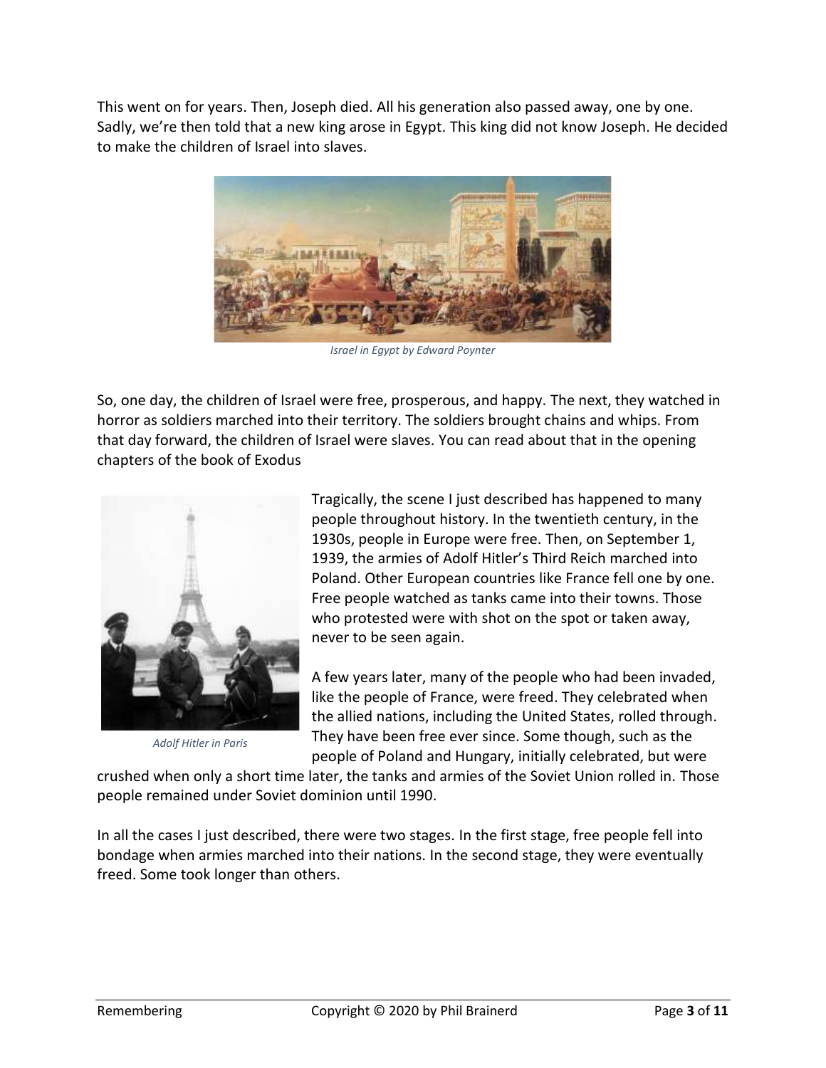This went on for years. Then, Joseph died. All his generation also passed away, one by one. Sadly, we're then told that a new king arose in Egypt. This king did not know Joseph. He decided to make the children of Israel into slaves.

*Israel in Egypt by Edward Poynter*

So, one day, the children of Israel were free, prosperous, and happy. The next, they watched in horror as soldiers marched into their territory. The soldiers brought chains and whips. From that day forward, the children of Israel were slaves. You can read about that in the opening chapters of the book of Exodus

Tragically, the scene I just described has happened to many people throughout history. In the twentieth century, in the 1930s, people in Europe were free. Then, on September 1, 1939, the armies of Adolf Hitler's Third Reich marched into Poland. Other European countries like France fell one by one. Free people watched as tanks came into their towns. Those who protested were with shot on the spot or taken away, never to be seen again.

*Adolf Hitler in Paris*

A few years later, many of the people who had been invaded, like the people of France, were freed. They celebrated when the allied nations, including the United States, rolled through. They have been free ever since. Some though, such as the people of Poland and Hungary, initially celebrated, but were crushed when only a short time later, the tanks and armies of the Soviet Union rolled in. Those people remained under Soviet dominion until 1990.

In all the cases I just described, there were two stages. In the first stage, free people fell into bondage when armies marched into their nations. In the second stage, they were eventually freed. Some took longer than others.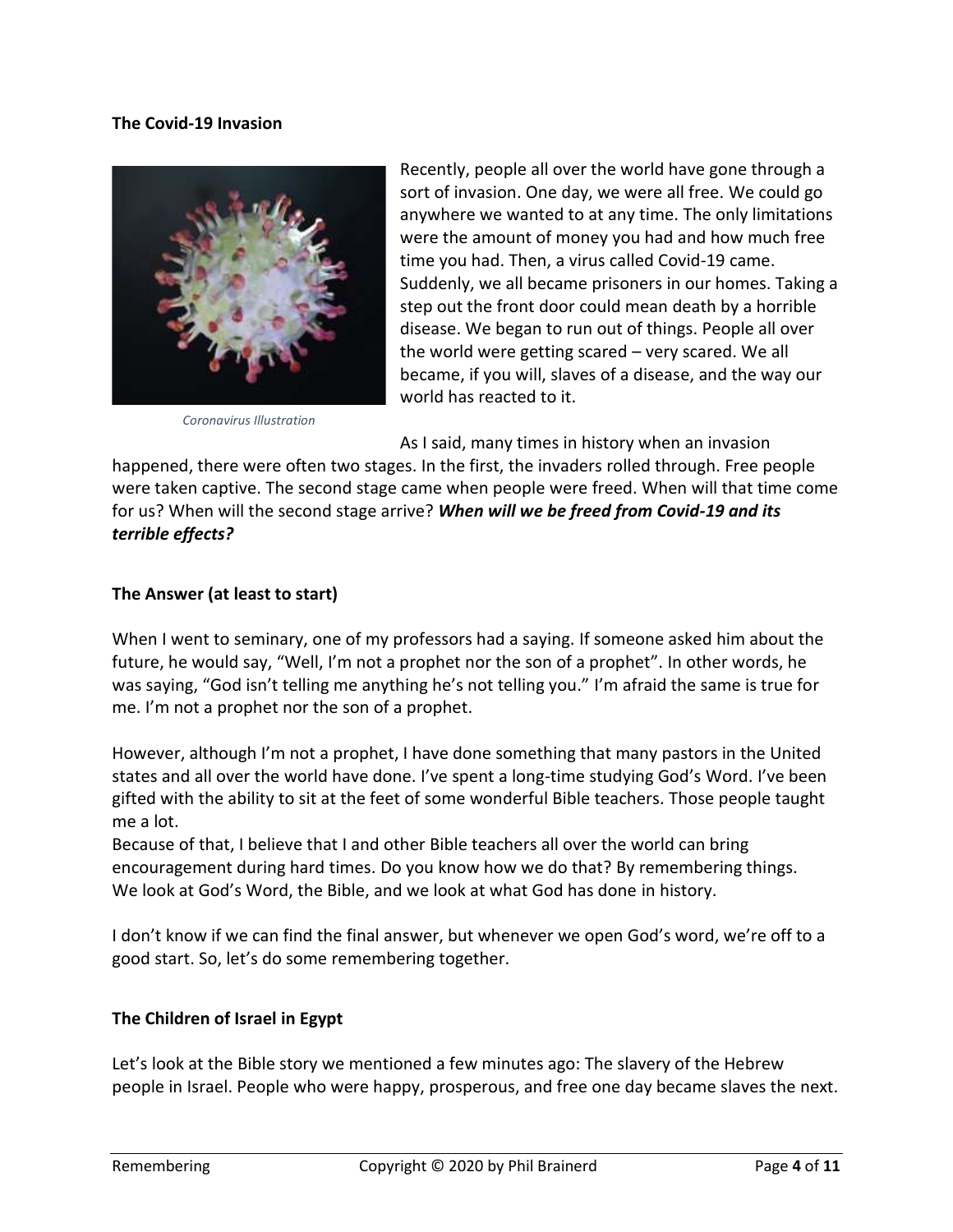**The Covid-19 Invasion**

*Coronavirus Illustration*

Recently, people all over the world have gone through a sort of invasion. One day, we were all free. We could go anywhere we wanted to at any time. The only limitations were the amount of money you had and how much free time you had. Then, a virus called Covid-19 came. Suddenly, we all became prisoners in our homes. Taking a step out the front door could mean death by a horrible disease. We began to run out of things. People all over the world were getting scared – very scared. We all became, if you will, slaves of a disease, and the way our world has reacted to it.

As I said, many times in history when an invasion happened, there were often two stages. In the first, the invaders rolled through. Free people were taken captive. The second stage came when people were freed. When will that time come for us? When will the second stage arrive? ***When will we be freed from Covid-19 and its terrible effects?***

**The Answer (at least to start)**

When I went to seminary, one of my professors had a saying. If someone asked him about the future, he would say, "Well, I'm not a prophet nor the son of a prophet". In other words, he was saying, "God isn't telling me anything he's not telling you." I'm afraid the same is true for me. I'm not a prophet nor the son of a prophet.

However, although I'm not a prophet, I have done something that many pastors in the United states and all over the world have done. I've spent a long-time studying God's Word. I've been gifted with the ability to sit at the feet of some wonderful Bible teachers. Those people taught me a lot.
Because of that, I believe that I and other Bible teachers all over the world can bring encouragement during hard times. Do you know how we do that? By remembering things. We look at God's Word, the Bible, and we look at what God has done in history.

I don't know if we can find the final answer, but whenever we open God's word, we're off to a good start. So, let's do some remembering together.

**The Children of Israel in Egypt**

Let's look at the Bible story we mentioned a few minutes ago: The slavery of the Hebrew people in Israel. People who were happy, prosperous, and free one day became slaves the next.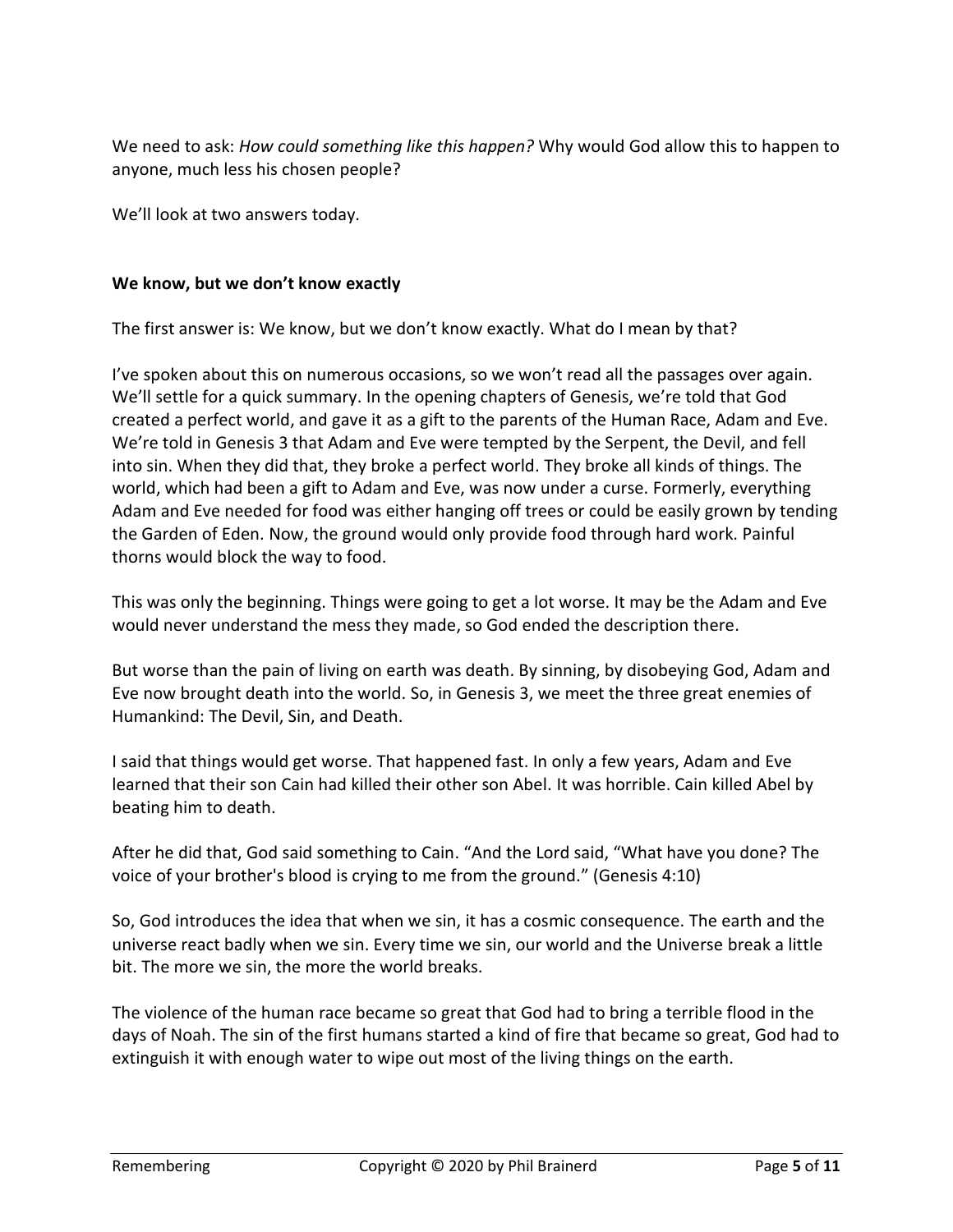We need to ask: *How could something like this happen?* Why would God allow this to happen to anyone, much less his chosen people?

We'll look at two answers today.

**We know, but we don't know exactly**

The first answer is: We know, but we don't know exactly. What do I mean by that?

I've spoken about this on numerous occasions, so we won't read all the passages over again. We'll settle for a quick summary. In the opening chapters of Genesis, we're told that God created a perfect world, and gave it as a gift to the parents of the Human Race, Adam and Eve. We're told in Genesis 3 that Adam and Eve were tempted by the Serpent, the Devil, and fell into sin. When they did that, they broke a perfect world. They broke all kinds of things. The world, which had been a gift to Adam and Eve, was now under a curse. Formerly, everything Adam and Eve needed for food was either hanging off trees or could be easily grown by tending the Garden of Eden. Now, the ground would only provide food through hard work. Painful thorns would block the way to food.

This was only the beginning. Things were going to get a lot worse. It may be the Adam and Eve would never understand the mess they made, so God ended the description there.

But worse than the pain of living on earth was death. By sinning, by disobeying God, Adam and Eve now brought death into the world. So, in Genesis 3, we meet the three great enemies of Humankind: The Devil, Sin, and Death.

I said that things would get worse. That happened fast. In only a few years, Adam and Eve learned that their son Cain had killed their other son Abel. It was horrible. Cain killed Abel by beating him to death.

After he did that, God said something to Cain. "And the Lord said, "What have you done? The voice of your brother's blood is crying to me from the ground." (Genesis 4:10)

So, God introduces the idea that when we sin, it has a cosmic consequence. The earth and the universe react badly when we sin. Every time we sin, our world and the Universe break a little bit. The more we sin, the more the world breaks.

The violence of the human race became so great that God had to bring a terrible flood in the days of Noah. The sin of the first humans started a kind of fire that became so great, God had to extinguish it with enough water to wipe out most of the living things on the earth.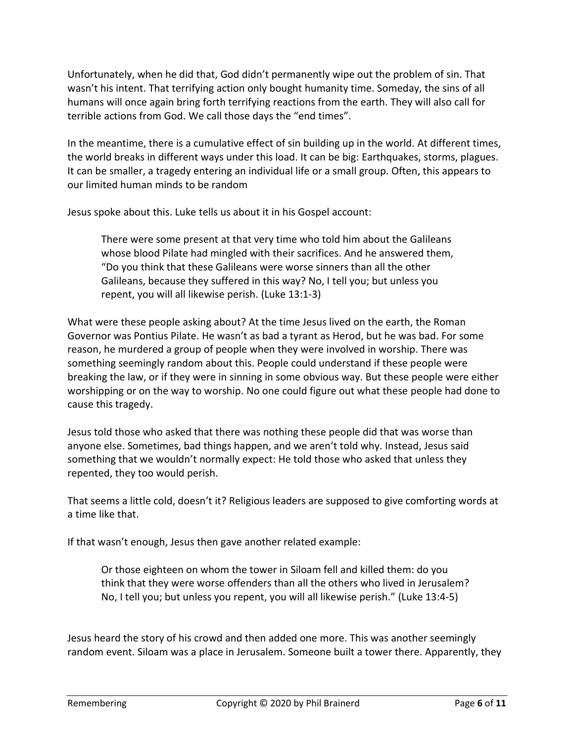Unfortunately, when he did that, God didn't permanently wipe out the problem of sin. That wasn't his intent. That terrifying action only bought humanity time. Someday, the sins of all humans will once again bring forth terrifying reactions from the earth. They will also call for terrible actions from God. We call those days the "end times".

In the meantime, there is a cumulative effect of sin building up in the world. At different times, the world breaks in different ways under this load. It can be big: Earthquakes, storms, plagues. It can be smaller, a tragedy entering an individual life or a small group. Often, this appears to our limited human minds to be random

Jesus spoke about this. Luke tells us about it in his Gospel account:

> There were some present at that very time who told him about the Galileans whose blood Pilate had mingled with their sacrifices. And he answered them, "Do you think that these Galileans were worse sinners than all the other Galileans, because they suffered in this way? No, I tell you; but unless you repent, you will all likewise perish. (Luke 13:1-3)

What were these people asking about? At the time Jesus lived on the earth, the Roman Governor was Pontius Pilate. He wasn't as bad a tyrant as Herod, but he was bad. For some reason, he murdered a group of people when they were involved in worship. There was something seemingly random about this. People could understand if these people were breaking the law, or if they were in sinning in some obvious way. But these people were either worshipping or on the way to worship. No one could figure out what these people had done to cause this tragedy.

Jesus told those who asked that there was nothing these people did that was worse than anyone else. Sometimes, bad things happen, and we aren't told why. Instead, Jesus said something that we wouldn't normally expect: He told those who asked that unless they repented, they too would perish.

That seems a little cold, doesn't it? Religious leaders are supposed to give comforting words at a time like that.

If that wasn't enough, Jesus then gave another related example:

> Or those eighteen on whom the tower in Siloam fell and killed them: do you think that they were worse offenders than all the others who lived in Jerusalem? No, I tell you; but unless you repent, you will all likewise perish." (Luke 13:4-5)

Jesus heard the story of his crowd and then added one more. This was another seemingly random event. Siloam was a place in Jerusalem. Someone built a tower there. Apparently, they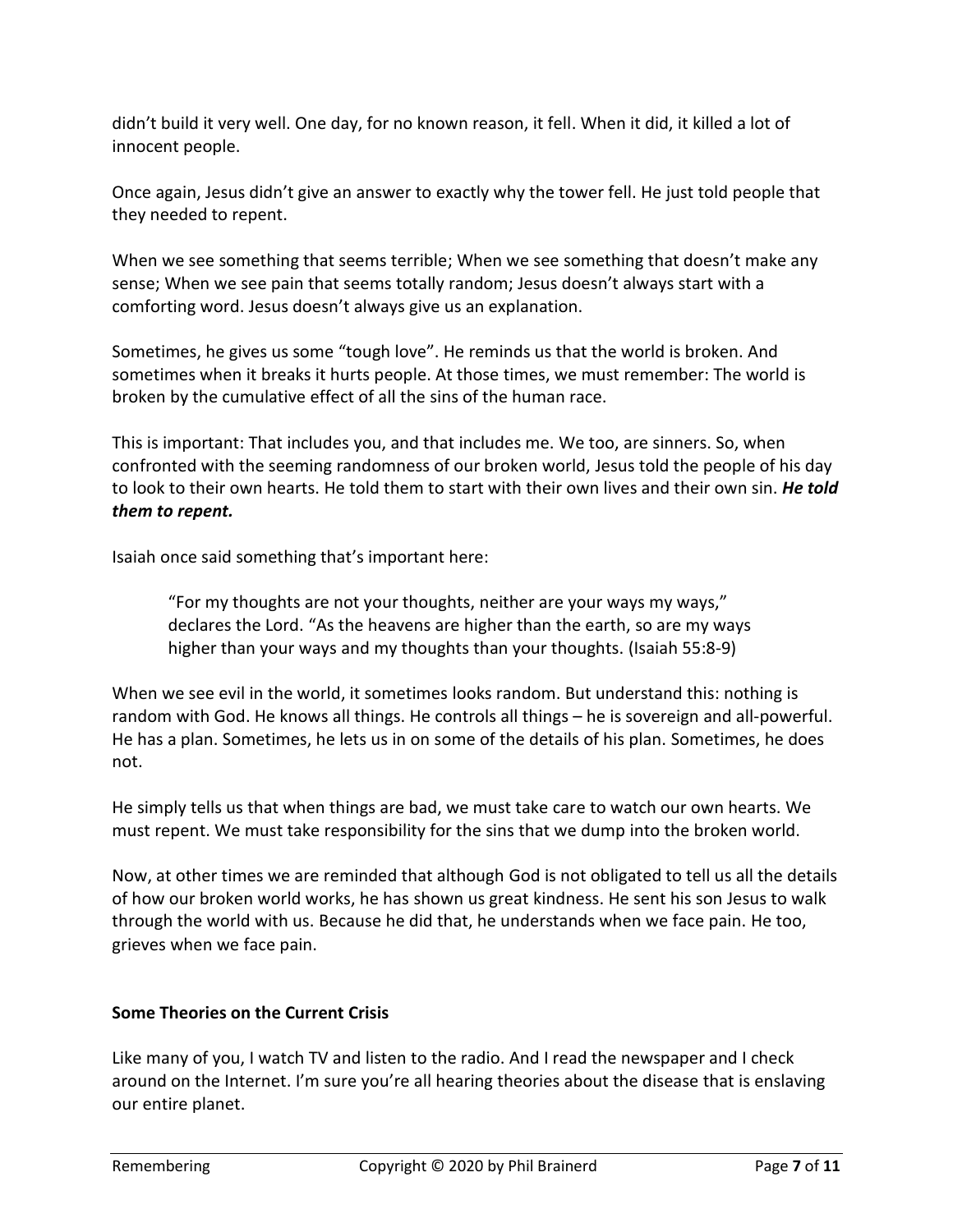didn't build it very well. One day, for no known reason, it fell. When it did, it killed a lot of innocent people.

Once again, Jesus didn't give an answer to exactly why the tower fell. He just told people that they needed to repent.

When we see something that seems terrible; When we see something that doesn't make any sense; When we see pain that seems totally random; Jesus doesn't always start with a comforting word. Jesus doesn't always give us an explanation.

Sometimes, he gives us some "tough love". He reminds us that the world is broken. And sometimes when it breaks it hurts people. At those times, we must remember: The world is broken by the cumulative effect of all the sins of the human race.

This is important: That includes you, and that includes me. We too, are sinners. So, when confronted with the seeming randomness of our broken world, Jesus told the people of his day to look to their own hearts. He told them to start with their own lives and their own sin. ***He told them to repent.***

Isaiah once said something that's important here:

> "For my thoughts are not your thoughts, neither are your ways my ways," declares the Lord. "As the heavens are higher than the earth, so are my ways higher than your ways and my thoughts than your thoughts. (Isaiah 55:8-9)

When we see evil in the world, it sometimes looks random. But understand this: nothing is random with God. He knows all things. He controls all things – he is sovereign and all-powerful. He has a plan. Sometimes, he lets us in on some of the details of his plan. Sometimes, he does not.

He simply tells us that when things are bad, we must take care to watch our own hearts. We must repent. We must take responsibility for the sins that we dump into the broken world.

Now, at other times we are reminded that although God is not obligated to tell us all the details of how our broken world works, he has shown us great kindness. He sent his son Jesus to walk through the world with us. Because he did that, he understands when we face pain. He too, grieves when we face pain.

**Some Theories on the Current Crisis**

Like many of you, I watch TV and listen to the radio. And I read the newspaper and I check around on the Internet. I'm sure you're all hearing theories about the disease that is enslaving our entire planet.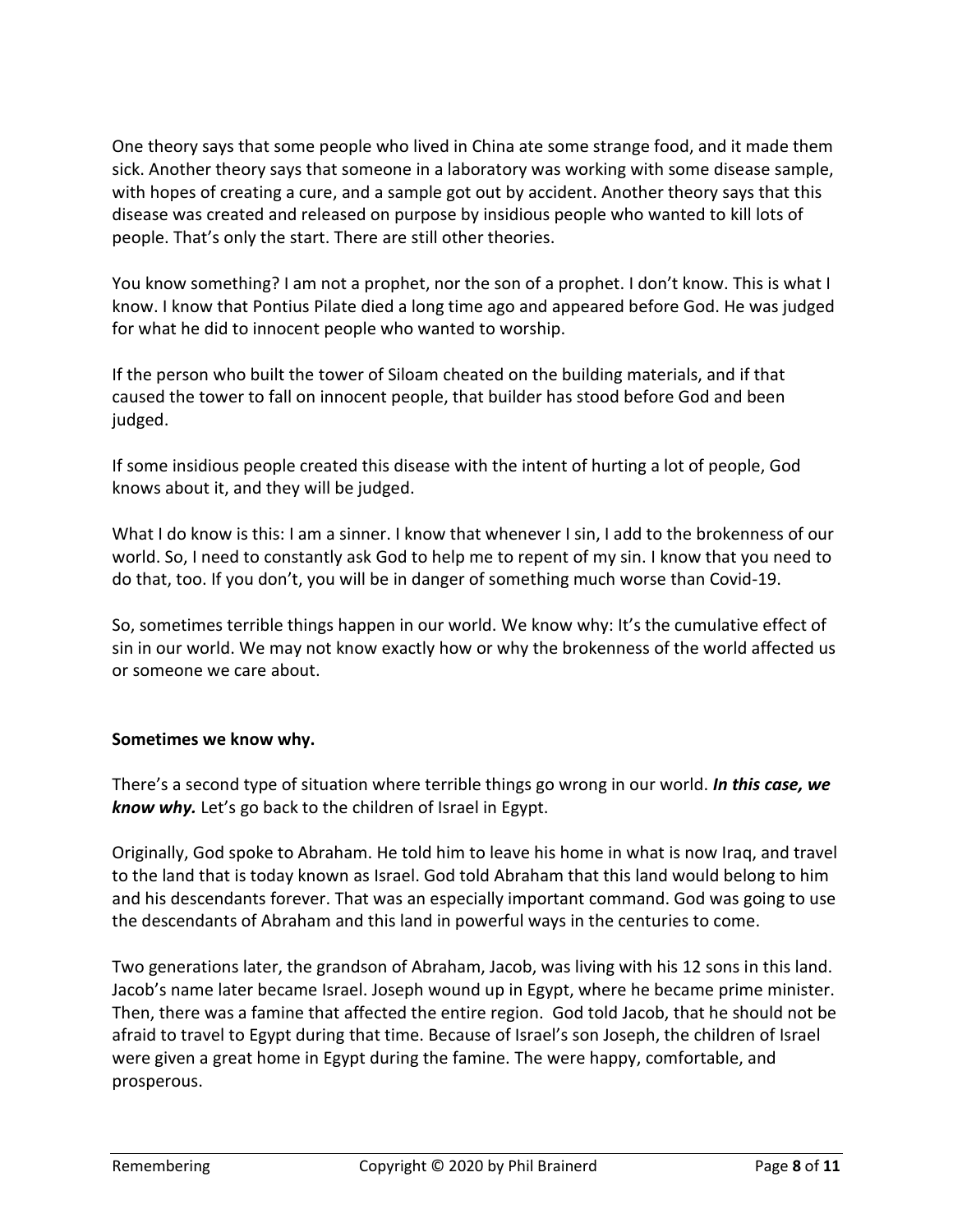One theory says that some people who lived in China ate some strange food, and it made them sick. Another theory says that someone in a laboratory was working with some disease sample, with hopes of creating a cure, and a sample got out by accident. Another theory says that this disease was created and released on purpose by insidious people who wanted to kill lots of people. That's only the start. There are still other theories.

You know something? I am not a prophet, nor the son of a prophet. I don't know. This is what I know. I know that Pontius Pilate died a long time ago and appeared before God. He was judged for what he did to innocent people who wanted to worship.

If the person who built the tower of Siloam cheated on the building materials, and if that caused the tower to fall on innocent people, that builder has stood before God and been judged.

If some insidious people created this disease with the intent of hurting a lot of people, God knows about it, and they will be judged.

What I do know is this: I am a sinner. I know that whenever I sin, I add to the brokenness of our world. So, I need to constantly ask God to help me to repent of my sin. I know that you need to do that, too. If you don't, you will be in danger of something much worse than Covid-19.

So, sometimes terrible things happen in our world. We know why: It's the cumulative effect of sin in our world. We may not know exactly how or why the brokenness of the world affected us or someone we care about.

**Sometimes we know why.**

There's a second type of situation where terrible things go wrong in our world. ***In this case, we know why.*** Let's go back to the children of Israel in Egypt.

Originally, God spoke to Abraham. He told him to leave his home in what is now Iraq, and travel to the land that is today known as Israel. God told Abraham that this land would belong to him and his descendants forever. That was an especially important command. God was going to use the descendants of Abraham and this land in powerful ways in the centuries to come.

Two generations later, the grandson of Abraham, Jacob, was living with his 12 sons in this land. Jacob's name later became Israel. Joseph wound up in Egypt, where he became prime minister. Then, there was a famine that affected the entire region.  God told Jacob, that he should not be afraid to travel to Egypt during that time. Because of Israel's son Joseph, the children of Israel were given a great home in Egypt during the famine. The were happy, comfortable, and prosperous.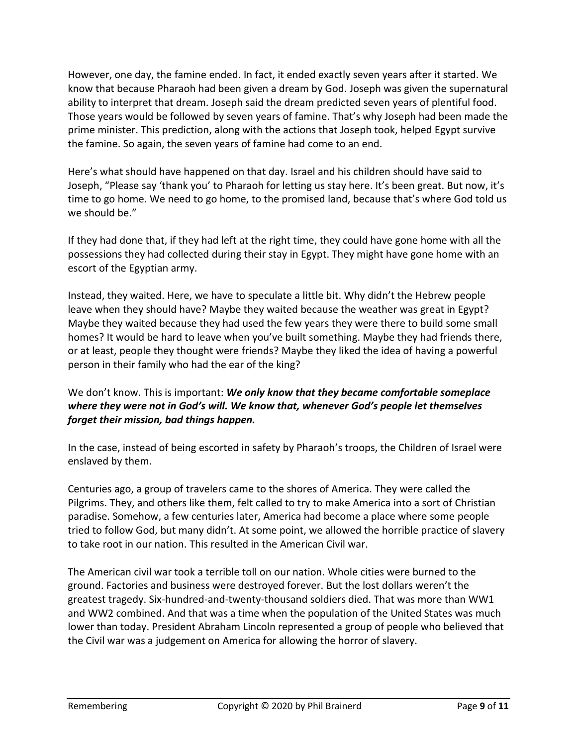However, one day, the famine ended. In fact, it ended exactly seven years after it started. We know that because Pharaoh had been given a dream by God. Joseph was given the supernatural ability to interpret that dream. Joseph said the dream predicted seven years of plentiful food. Those years would be followed by seven years of famine. That's why Joseph had been made the prime minister. This prediction, along with the actions that Joseph took, helped Egypt survive the famine. So again, the seven years of famine had come to an end.

Here's what should have happened on that day. Israel and his children should have said to Joseph, "Please say 'thank you' to Pharaoh for letting us stay here. It's been great. But now, it's time to go home. We need to go home, to the promised land, because that's where God told us we should be."

If they had done that, if they had left at the right time, they could have gone home with all the possessions they had collected during their stay in Egypt. They might have gone home with an escort of the Egyptian army.

Instead, they waited. Here, we have to speculate a little bit. Why didn't the Hebrew people leave when they should have? Maybe they waited because the weather was great in Egypt? Maybe they waited because they had used the few years they were there to build some small homes? It would be hard to leave when you've built something. Maybe they had friends there, or at least, people they thought were friends? Maybe they liked the idea of having a powerful person in their family who had the ear of the king?

We don't know. This is important: ***We only know that they became comfortable someplace where they were not in God's will. We know that, whenever God's people let themselves forget their mission, bad things happen.***

In the case, instead of being escorted in safety by Pharaoh's troops, the Children of Israel were enslaved by them.

Centuries ago, a group of travelers came to the shores of America. They were called the Pilgrims. They, and others like them, felt called to try to make America into a sort of Christian paradise. Somehow, a few centuries later, America had become a place where some people tried to follow God, but many didn't. At some point, we allowed the horrible practice of slavery to take root in our nation. This resulted in the American Civil war.

The American civil war took a terrible toll on our nation. Whole cities were burned to the ground. Factories and business were destroyed forever. But the lost dollars weren't the greatest tragedy. Six-hundred-and-twenty-thousand soldiers died. That was more than WW1 and WW2 combined. And that was a time when the population of the United States was much lower than today. President Abraham Lincoln represented a group of people who believed that the Civil war was a judgement on America for allowing the horror of slavery.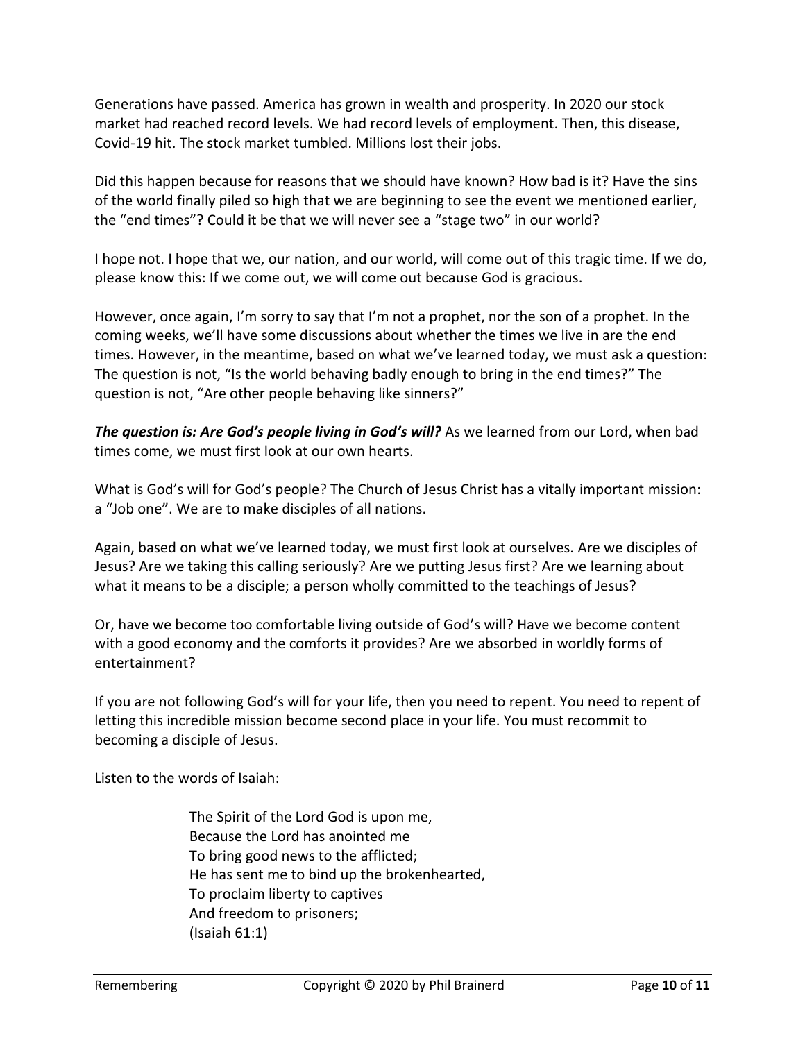Generations have passed. America has grown in wealth and prosperity. In 2020 our stock market had reached record levels. We had record levels of employment. Then, this disease, Covid-19 hit. The stock market tumbled. Millions lost their jobs.

Did this happen because for reasons that we should have known? How bad is it? Have the sins of the world finally piled so high that we are beginning to see the event we mentioned earlier, the "end times"? Could it be that we will never see a "stage two" in our world?

I hope not. I hope that we, our nation, and our world, will come out of this tragic time. If we do, please know this: If we come out, we will come out because God is gracious.

However, once again, I'm sorry to say that I'm not a prophet, nor the son of a prophet. In the coming weeks, we'll have some discussions about whether the times we live in are the end times. However, in the meantime, based on what we've learned today, we must ask a question: The question is not, "Is the world behaving badly enough to bring in the end times?" The question is not, "Are other people behaving like sinners?"

***The question is: Are God's people living in God's will?*** As we learned from our Lord, when bad times come, we must first look at our own hearts.

What is God's will for God's people? The Church of Jesus Christ has a vitally important mission: a "Job one". We are to make disciples of all nations.

Again, based on what we've learned today, we must first look at ourselves. Are we disciples of Jesus? Are we taking this calling seriously? Are we putting Jesus first? Are we learning about what it means to be a disciple; a person wholly committed to the teachings of Jesus?

Or, have we become too comfortable living outside of God's will? Have we become content with a good economy and the comforts it provides? Are we absorbed in worldly forms of entertainment?

If you are not following God's will for your life, then you need to repent. You need to repent of letting this incredible mission become second place in your life. You must recommit to becoming a disciple of Jesus.

Listen to the words of Isaiah:

> The Spirit of the Lord God is upon me,
> Because the Lord has anointed me
> To bring good news to the afflicted;
> He has sent me to bind up the brokenhearted,
> To proclaim liberty to captives
> And freedom to prisoners;
> (Isaiah 61:1)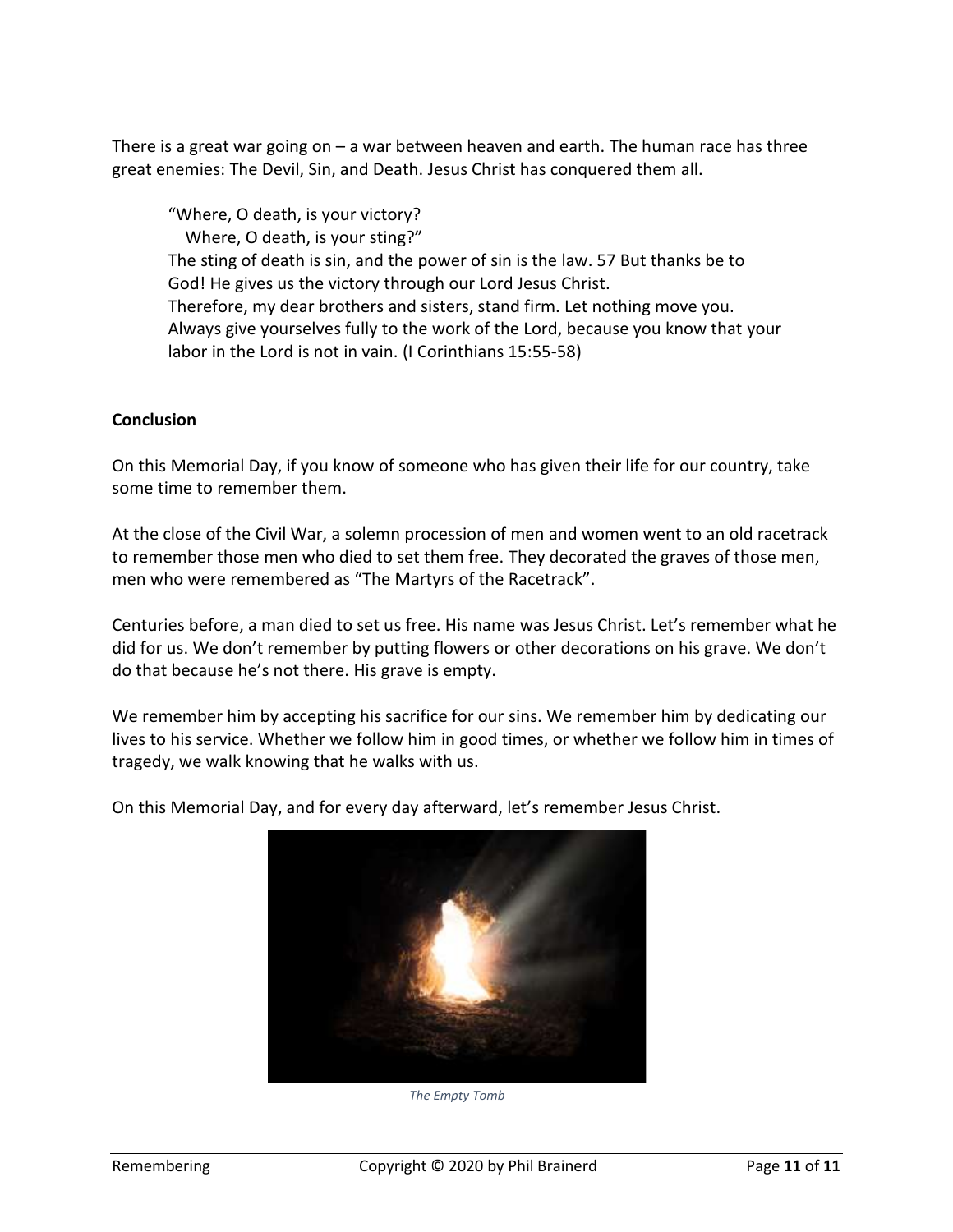There is a great war going on – a war between heaven and earth. The human race has three great enemies: The Devil, Sin, and Death. Jesus Christ has conquered them all.

> "Where, O death, is your victory?
>   Where, O death, is your sting?"
> The sting of death is sin, and the power of sin is the law. 57 But thanks be to God! He gives us the victory through our Lord Jesus Christ.
> Therefore, my dear brothers and sisters, stand firm. Let nothing move you. Always give yourselves fully to the work of the Lord, because you know that your labor in the Lord is not in vain. (I Corinthians 15:55-58)

**Conclusion**

On this Memorial Day, if you know of someone who has given their life for our country, take some time to remember them.

At the close of the Civil War, a solemn procession of men and women went to an old racetrack to remember those men who died to set them free. They decorated the graves of those men, men who were remembered as "The Martyrs of the Racetrack".

Centuries before, a man died to set us free. His name was Jesus Christ. Let's remember what he did for us. We don't remember by putting flowers or other decorations on his grave. We don't do that because he's not there. His grave is empty.

We remember him by accepting his sacrifice for our sins. We remember him by dedicating our lives to his service. Whether we follow him in good times, or whether we follow him in times of tragedy, we walk knowing that he walks with us.

On this Memorial Day, and for every day afterward, let's remember Jesus Christ.

*The Empty Tomb*